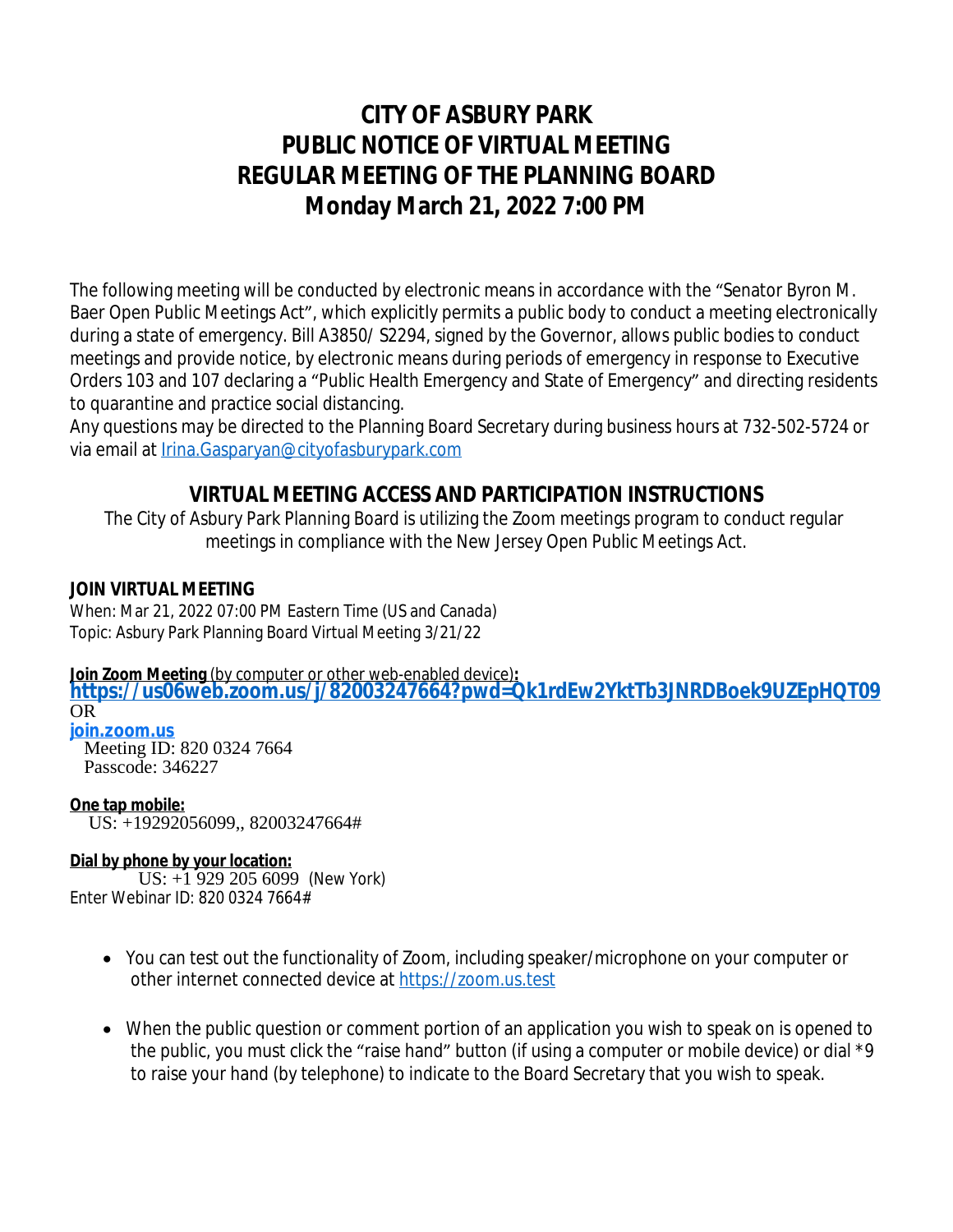# CITY OF ASBURY PARK
# PUBLIC NOTICE OF VIRTUAL MEETING
# REGULAR MEETING OF THE PLANNING BOARD
# Monday March 21, 2022 7:00 PM

The following meeting will be conducted by electronic means in accordance with the "Senator Byron M. Baer Open Public Meetings Act", which explicitly permits a public body to conduct a meeting electronically during a state of emergency. Bill A3850/ S2294, signed by the Governor, allows public bodies to conduct meetings and provide notice, by electronic means during periods of emergency in response to Executive Orders 103 and 107 declaring a "Public Health Emergency and State of Emergency" and directing residents to quarantine and practice social distancing.

Any questions may be directed to the Planning Board Secretary during business hours at 732-502-5724 or via email at Irina.Gasparyan@cityofasburypark.com

## VIRTUAL MEETING ACCESS AND PARTICIPATION INSTRUCTIONS

The City of Asbury Park Planning Board is utilizing the Zoom meetings program to conduct regular meetings in compliance with the New Jersey Open Public Meetings Act.

**JOIN VIRTUAL MEETING**

When: Mar 21, 2022 07:00 PM Eastern Time (US and Canada)
Topic: Asbury Park Planning Board Virtual Meeting 3/21/22

**Join Zoom Meeting** (by computer or other web-enabled device)**:**
**https://us06web.zoom.us/j/82003247664?pwd=Qk1rdEw2YktTb3JNRDBoek9UZEpHQT09**
OR
**join.zoom.us**
Meeting ID: 820 0324 7664
Passcode: 346227

**One tap mobile:**
US: +19292056099,, 82003247664#

**Dial by phone by your location:**
US: +1 929 205 6099 (New York)
Enter Webinar ID: 820 0324 7664#

- You can test out the functionality of Zoom, including speaker/microphone on your computer or other internet connected device at https://zoom.us.test
- When the public question or comment portion of an application you wish to speak on is opened to the public, you must click the "raise hand" button (if using a computer or mobile device) or dial *9 to raise your hand (by telephone) to indicate to the Board Secretary that you wish to speak.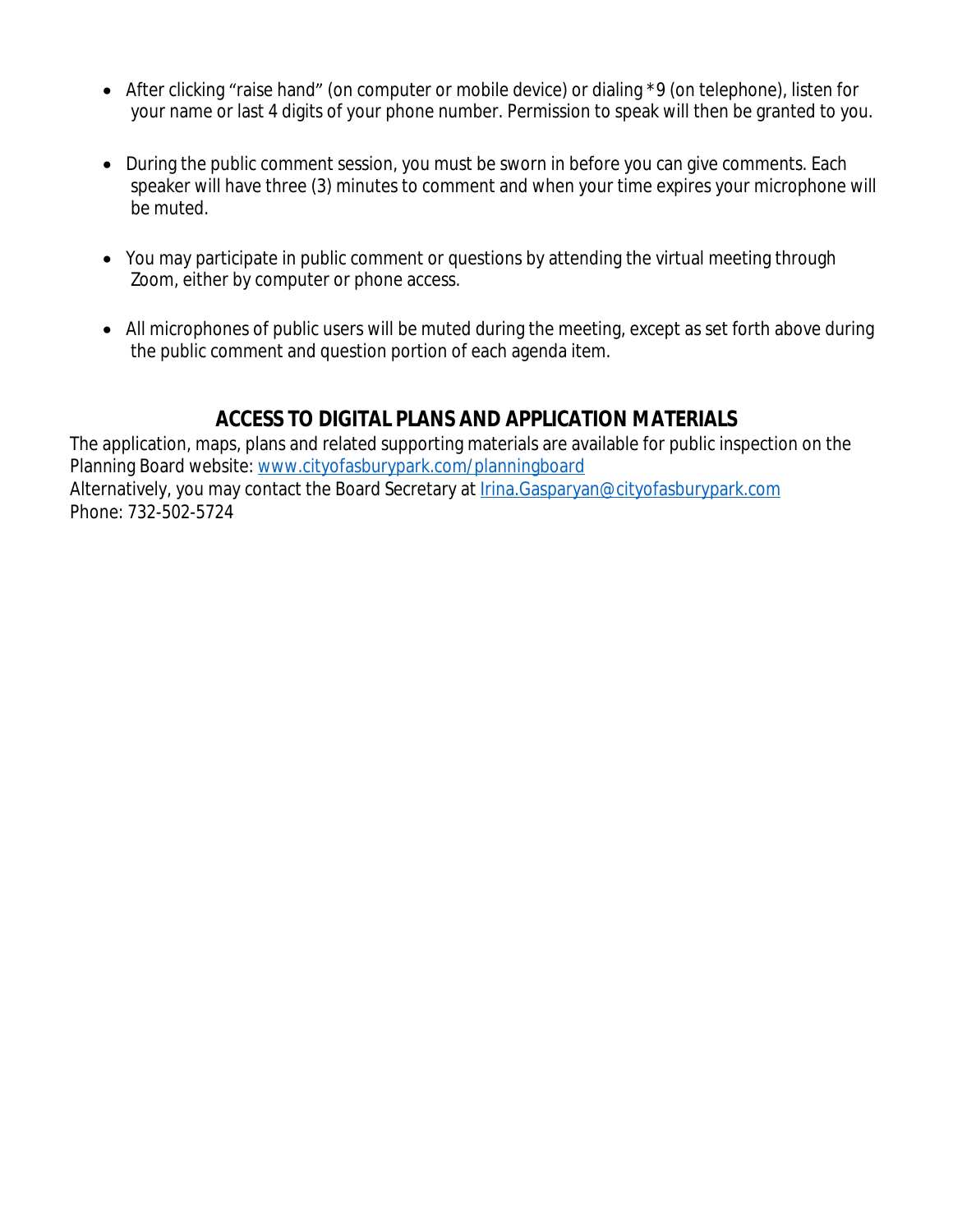- After clicking "raise hand" (on computer or mobile device) or dialing *9 (on telephone), listen for your name or last 4 digits of your phone number. Permission to speak will then be granted to you.

- During the public comment session, you must be sworn in before you can give comments. Each speaker will have three (3) minutes to comment and when your time expires your microphone will be muted.

- You may participate in public comment or questions by attending the virtual meeting through Zoom, either by computer or phone access.

- All microphones of public users will be muted during the meeting, except as set forth above during the public comment and question portion of each agenda item.

## ACCESS TO DIGITAL PLANS AND APPLICATION MATERIALS

The application, maps, plans and related supporting materials are available for public inspection on the Planning Board website: www.cityofasburypark.com/planningboard
Alternatively, you may contact the Board Secretary at Irina.Gasparyan@cityofasburypark.com
Phone: 732-502-5724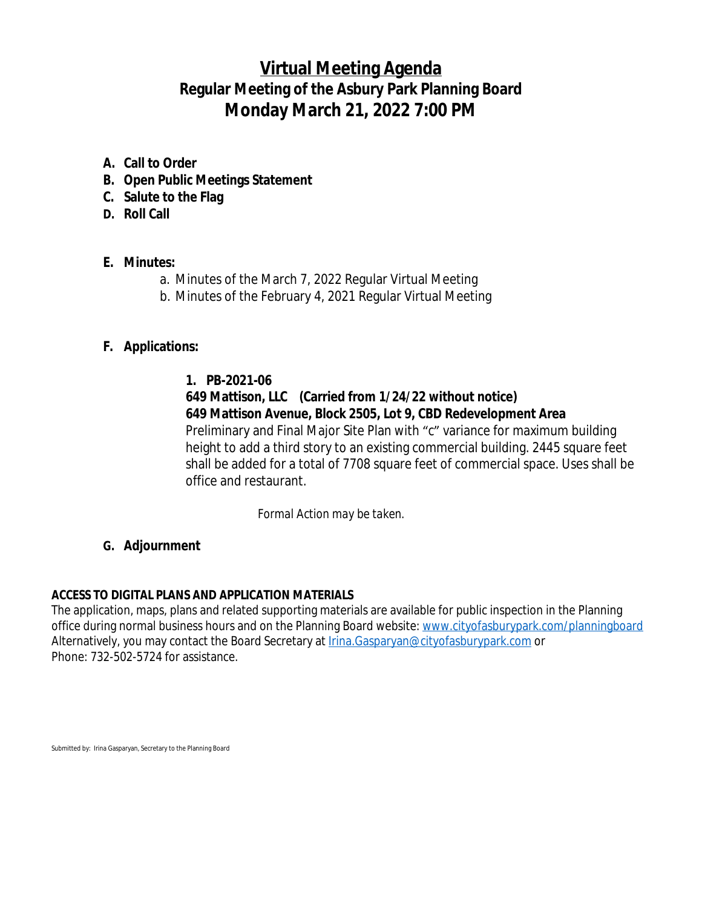# Virtual Meeting Agenda

## Regular Meeting of the Asbury Park Planning Board

## Monday March 21, 2022 7:00 PM

**A. Call to Order**
**B. Open Public Meetings Statement**
**C. Salute to the Flag**
**D. Roll Call**

**E. Minutes:**

a. Minutes of the March 7, 2022 Regular Virtual Meeting
b. Minutes of the February 4, 2021 Regular Virtual Meeting

**F. Applications:**

**1. PB-2021-06**
**649 Mattison, LLC (Carried from 1/24/22 without notice)**
**649 Mattison Avenue, Block 2505, Lot 9, CBD Redevelopment Area**
Preliminary and Final Major Site Plan with "c" variance for maximum building height to add a third story to an existing commercial building. 2445 square feet shall be added for a total of 7708 square feet of commercial space. Uses shall be office and restaurant.

*Formal Action may be taken.*

**G. Adjournment**

**ACCESS TO DIGITAL PLANS AND APPLICATION MATERIALS**
The application, maps, plans and related supporting materials are available for public inspection in the Planning office during normal business hours and on the Planning Board website: www.cityofasburypark.com/planningboard
Alternatively, you may contact the Board Secretary at Irina.Gasparyan@cityofasburypark.com or
Phone: 732-502-5724 for assistance.

Submitted by: Irina Gasparyan, Secretary to the Planning Board